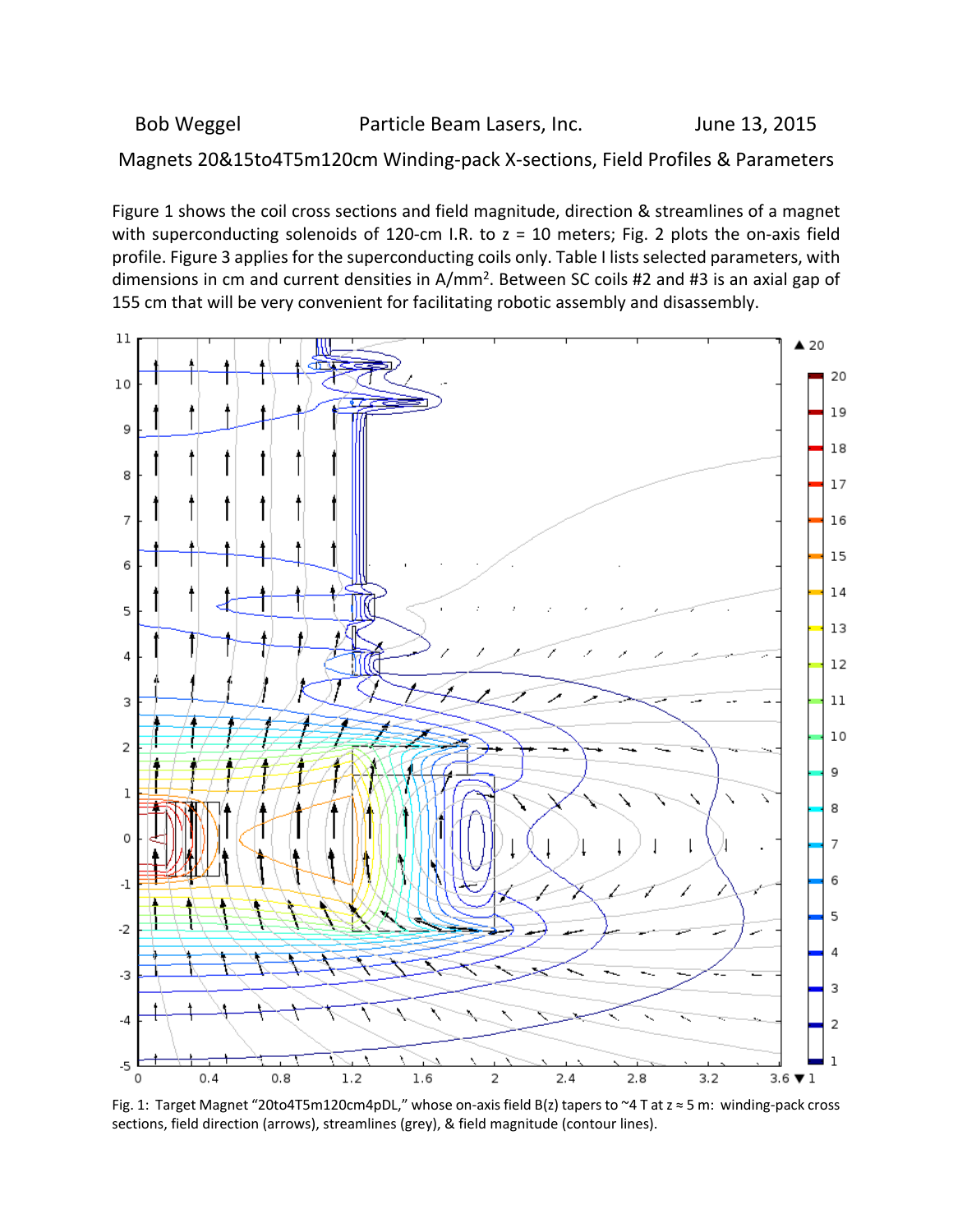Bob Weggel                Particle Beam Lasers, Inc.                June 13, 2015

Magnets 20&15to4T5m120cm Winding-pack X-sections, Field Profiles & Parameters

Figure 1 shows the coil cross sections and field magnitude, direction & streamlines of a magnet with superconducting solenoids of 120-cm I.R. to z = 10 meters; Fig. 2 plots the on-axis field profile. Figure 3 applies for the superconducting coils only. Table I lists selected parameters, with dimensions in cm and current densities in A/mm[2]. Between SC coils #2 and #3 is an axial gap of 155 cm that will be very convenient for facilitating robotic assembly and disassembly.

Fig. 1: Target Magnet "20to4T5m120cm4pDL," whose on-axis field B(z) tapers to ~4 T at z ≈ 5 m: winding-pack cross sections, field direction (arrows), streamlines (grey), & field magnitude (contour lines).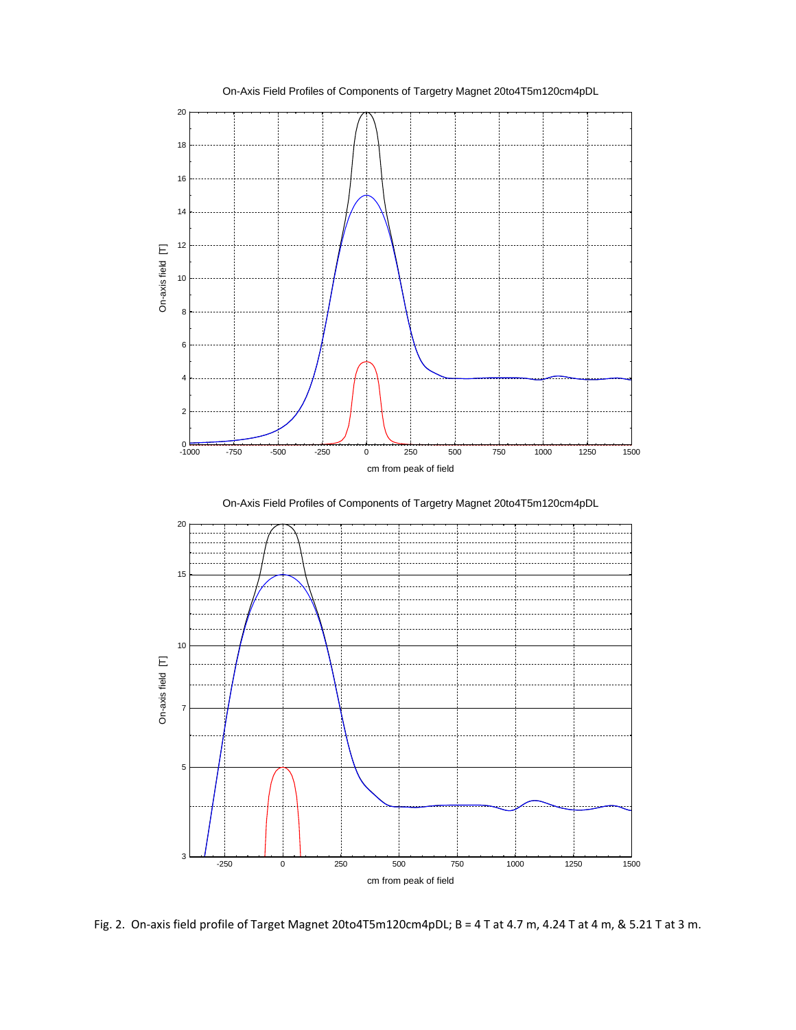On-Axis Field Profiles of Components of Targetry Magnet 20to4T5m120cm4pDL

On-Axis Field Profiles of Components of Targetry Magnet 20to4T5m120cm4pDL

Fig. 2. On-axis field profile of Target Magnet 20to4T5m120cm4pDL; B = 4 T at 4.7 m, 4.24 T at 4 m, & 5.21 T at 3 m.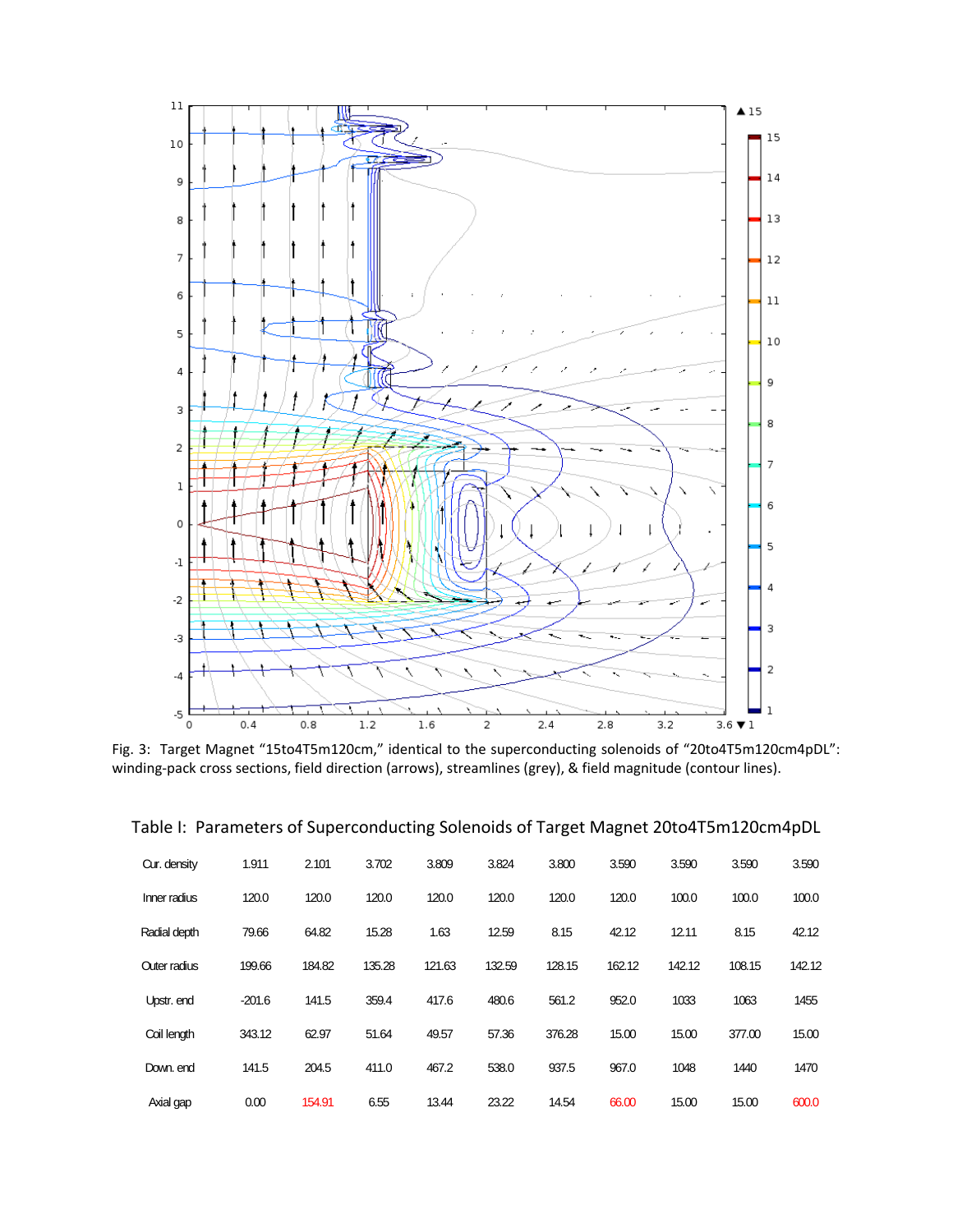11
10
9
8
7
6
5
4
3
2
1
0
-1
-2
-3
-4
-5

0 0.4 0.8 1.2 1.6 2 2.4 2.8 3.2 3.6

▲15
15
14
13
12
11
10
9
8
7
6
5
4
3
2
1
▼1

Fig. 3: Target Magnet "15to4T5m120cm," identical to the superconducting solenoids of "20to4T5m120cm4pDL": winding-pack cross sections, field direction (arrows), streamlines (grey), & field magnitude (contour lines).

Table I: Parameters of Superconducting Solenoids of Target Magnet 20to4T5m120cm4pDL

| | | | | | | | | | | |
|---|---|---|---|---|---|---|---|---|---|---|
| Cur. density | 1.911 | 2.101 | 3.702 | 3.809 | 3.824 | 3.800 | 3.590 | 3.590 | 3.590 | 3.590 |
| Inner radius | 120.0 | 120.0 | 120.0 | 120.0 | 120.0 | 120.0 | 120.0 | 100.0 | 100.0 | 100.0 |
| Radial depth | 79.66 | 64.82 | 15.28 | 1.63 | 12.59 | 8.15 | 42.12 | 12.11 | 8.15 | 42.12 |
| Outer radius | 199.66 | 184.82 | 135.28 | 121.63 | 132.59 | 128.15 | 162.12 | 142.12 | 108.15 | 142.12 |
| Upstr. end | -201.6 | 141.5 | 359.4 | 417.6 | 480.6 | 561.2 | 952.0 | 1033 | 1063 | 1455 |
| Coil length | 343.12 | 62.97 | 51.64 | 49.57 | 57.36 | 376.28 | 15.00 | 15.00 | 377.00 | 15.00 |
| Down. end | 141.5 | 204.5 | 411.0 | 467.2 | 538.0 | 937.5 | 967.0 | 1048 | 1440 | 1470 |
| Axial gap | 0.00 | 154.91 | 6.55 | 13.44 | 23.22 | 14.54 | 66.00 | 15.00 | 15.00 | 600.0 |